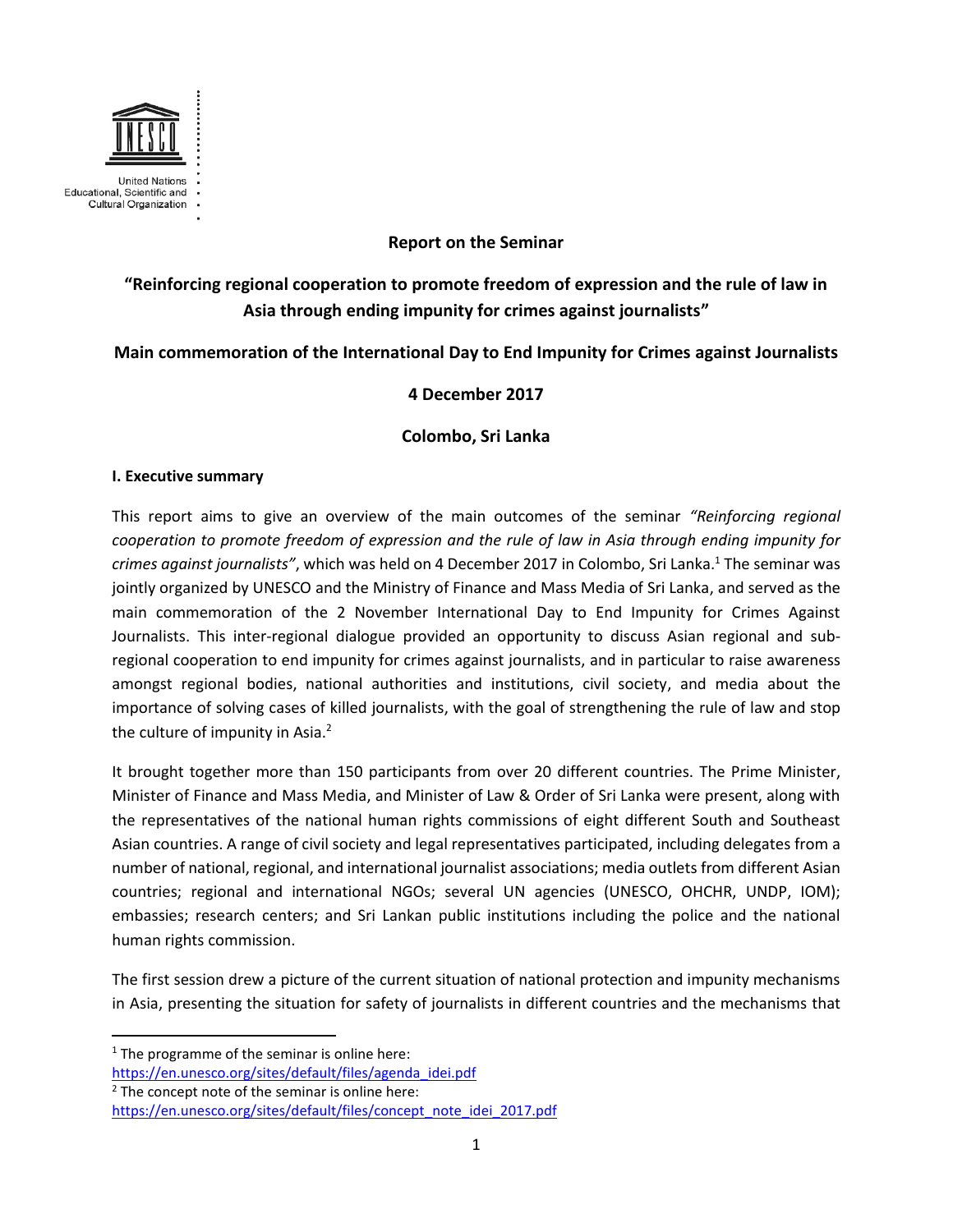United Nations
Educational, Scientific and
Cultural Organization

**Report on the Seminar**

# "Reinforcing regional cooperation to promote freedom of expression and the rule of law in Asia through ending impunity for crimes against journalists"

**Main commemoration of the International Day to End Impunity for Crimes against Journalists**

**4 December 2017**

**Colombo, Sri Lanka**

## I. Executive summary

This report aims to give an overview of the main outcomes of the seminar *"Reinforcing regional cooperation to promote freedom of expression and the rule of law in Asia through ending impunity for crimes against journalists"*, which was held on 4 December 2017 in Colombo, Sri Lanka.[1] The seminar was jointly organized by UNESCO and the Ministry of Finance and Mass Media of Sri Lanka, and served as the main commemoration of the 2 November International Day to End Impunity for Crimes Against Journalists. This inter-regional dialogue provided an opportunity to discuss Asian regional and sub-regional cooperation to end impunity for crimes against journalists, and in particular to raise awareness amongst regional bodies, national authorities and institutions, civil society, and media about the importance of solving cases of killed journalists, with the goal of strengthening the rule of law and stop the culture of impunity in Asia.[2]

It brought together more than 150 participants from over 20 different countries. The Prime Minister, Minister of Finance and Mass Media, and Minister of Law & Order of Sri Lanka were present, along with the representatives of the national human rights commissions of eight different South and Southeast Asian countries. A range of civil society and legal representatives participated, including delegates from a number of national, regional, and international journalist associations; media outlets from different Asian countries; regional and international NGOs; several UN agencies (UNESCO, OHCHR, UNDP, IOM); embassies; research centers; and Sri Lankan public institutions including the police and the national human rights commission.

The first session drew a picture of the current situation of national protection and impunity mechanisms in Asia, presenting the situation for safety of journalists in different countries and the mechanisms that

---

[1] The programme of the seminar is online here: https://en.unesco.org/sites/default/files/agenda_idei.pdf

[2] The concept note of the seminar is online here: https://en.unesco.org/sites/default/files/concept_note_idei_2017.pdf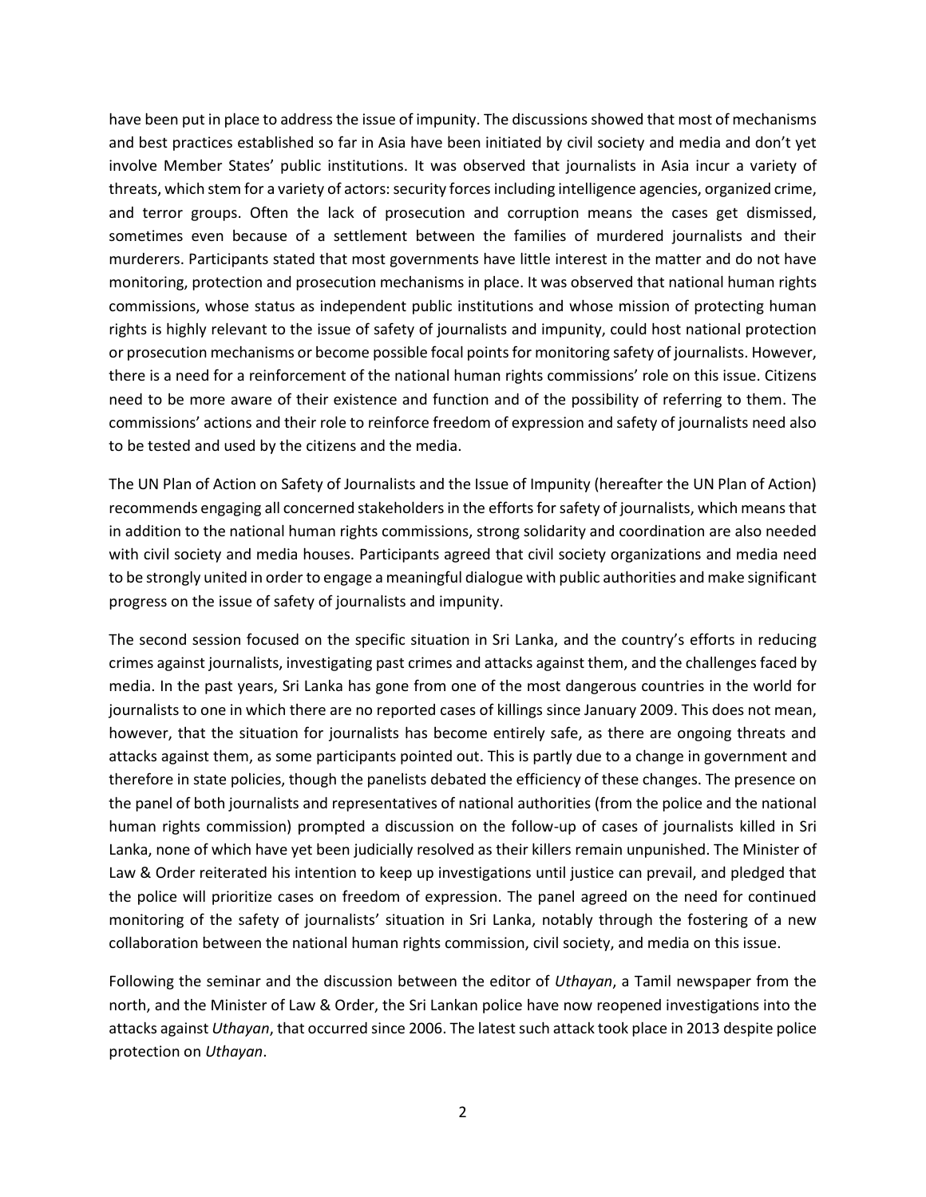have been put in place to address the issue of impunity. The discussions showed that most of mechanisms and best practices established so far in Asia have been initiated by civil society and media and don't yet involve Member States' public institutions. It was observed that journalists in Asia incur a variety of threats, which stem for a variety of actors: security forces including intelligence agencies, organized crime, and terror groups. Often the lack of prosecution and corruption means the cases get dismissed, sometimes even because of a settlement between the families of murdered journalists and their murderers. Participants stated that most governments have little interest in the matter and do not have monitoring, protection and prosecution mechanisms in place. It was observed that national human rights commissions, whose status as independent public institutions and whose mission of protecting human rights is highly relevant to the issue of safety of journalists and impunity, could host national protection or prosecution mechanisms or become possible focal points for monitoring safety of journalists. However, there is a need for a reinforcement of the national human rights commissions' role on this issue. Citizens need to be more aware of their existence and function and of the possibility of referring to them. The commissions' actions and their role to reinforce freedom of expression and safety of journalists need also to be tested and used by the citizens and the media.

The UN Plan of Action on Safety of Journalists and the Issue of Impunity (hereafter the UN Plan of Action) recommends engaging all concerned stakeholders in the efforts for safety of journalists, which means that in addition to the national human rights commissions, strong solidarity and coordination are also needed with civil society and media houses. Participants agreed that civil society organizations and media need to be strongly united in order to engage a meaningful dialogue with public authorities and make significant progress on the issue of safety of journalists and impunity.

The second session focused on the specific situation in Sri Lanka, and the country's efforts in reducing crimes against journalists, investigating past crimes and attacks against them, and the challenges faced by media. In the past years, Sri Lanka has gone from one of the most dangerous countries in the world for journalists to one in which there are no reported cases of killings since January 2009. This does not mean, however, that the situation for journalists has become entirely safe, as there are ongoing threats and attacks against them, as some participants pointed out. This is partly due to a change in government and therefore in state policies, though the panelists debated the efficiency of these changes. The presence on the panel of both journalists and representatives of national authorities (from the police and the national human rights commission) prompted a discussion on the follow-up of cases of journalists killed in Sri Lanka, none of which have yet been judicially resolved as their killers remain unpunished. The Minister of Law & Order reiterated his intention to keep up investigations until justice can prevail, and pledged that the police will prioritize cases on freedom of expression. The panel agreed on the need for continued monitoring of the safety of journalists' situation in Sri Lanka, notably through the fostering of a new collaboration between the national human rights commission, civil society, and media on this issue.

Following the seminar and the discussion between the editor of *Uthayan*, a Tamil newspaper from the north, and the Minister of Law & Order, the Sri Lankan police have now reopened investigations into the attacks against *Uthayan*, that occurred since 2006. The latest such attack took place in 2013 despite police protection on *Uthayan*.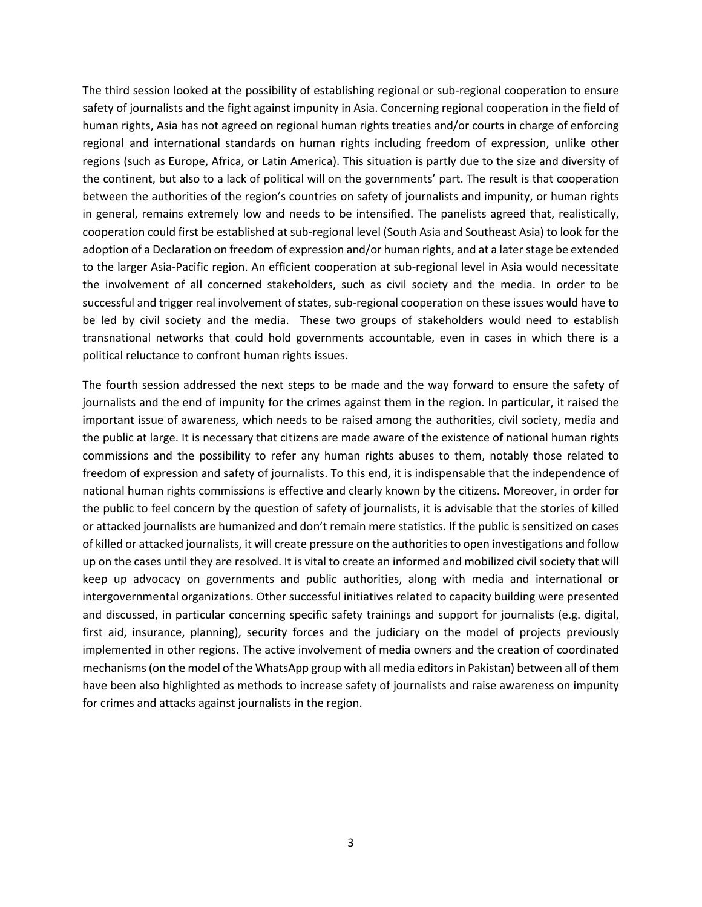The third session looked at the possibility of establishing regional or sub-regional cooperation to ensure safety of journalists and the fight against impunity in Asia. Concerning regional cooperation in the field of human rights, Asia has not agreed on regional human rights treaties and/or courts in charge of enforcing regional and international standards on human rights including freedom of expression, unlike other regions (such as Europe, Africa, or Latin America). This situation is partly due to the size and diversity of the continent, but also to a lack of political will on the governments' part. The result is that cooperation between the authorities of the region's countries on safety of journalists and impunity, or human rights in general, remains extremely low and needs to be intensified. The panelists agreed that, realistically, cooperation could first be established at sub-regional level (South Asia and Southeast Asia) to look for the adoption of a Declaration on freedom of expression and/or human rights, and at a later stage be extended to the larger Asia-Pacific region. An efficient cooperation at sub-regional level in Asia would necessitate the involvement of all concerned stakeholders, such as civil society and the media. In order to be successful and trigger real involvement of states, sub-regional cooperation on these issues would have to be led by civil society and the media. These two groups of stakeholders would need to establish transnational networks that could hold governments accountable, even in cases in which there is a political reluctance to confront human rights issues.

The fourth session addressed the next steps to be made and the way forward to ensure the safety of journalists and the end of impunity for the crimes against them in the region. In particular, it raised the important issue of awareness, which needs to be raised among the authorities, civil society, media and the public at large. It is necessary that citizens are made aware of the existence of national human rights commissions and the possibility to refer any human rights abuses to them, notably those related to freedom of expression and safety of journalists. To this end, it is indispensable that the independence of national human rights commissions is effective and clearly known by the citizens. Moreover, in order for the public to feel concern by the question of safety of journalists, it is advisable that the stories of killed or attacked journalists are humanized and don't remain mere statistics. If the public is sensitized on cases of killed or attacked journalists, it will create pressure on the authorities to open investigations and follow up on the cases until they are resolved. It is vital to create an informed and mobilized civil society that will keep up advocacy on governments and public authorities, along with media and international or intergovernmental organizations. Other successful initiatives related to capacity building were presented and discussed, in particular concerning specific safety trainings and support for journalists (e.g. digital, first aid, insurance, planning), security forces and the judiciary on the model of projects previously implemented in other regions. The active involvement of media owners and the creation of coordinated mechanisms (on the model of the WhatsApp group with all media editors in Pakistan) between all of them have been also highlighted as methods to increase safety of journalists and raise awareness on impunity for crimes and attacks against journalists in the region.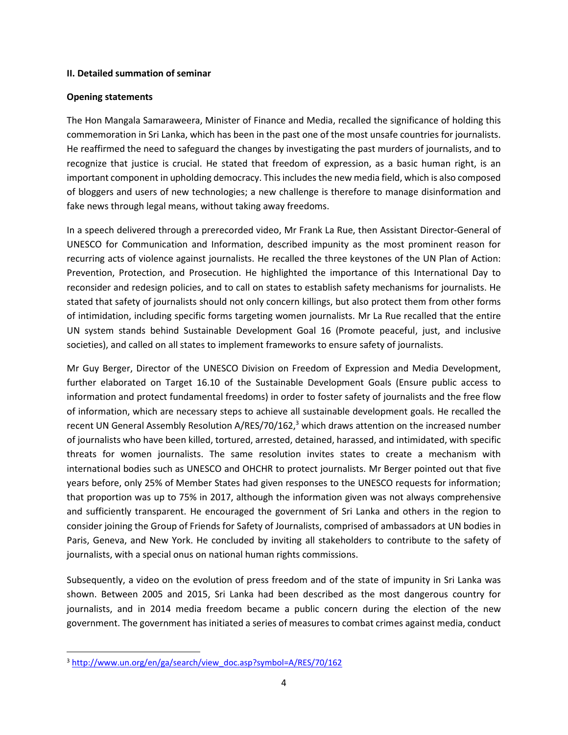## II. Detailed summation of seminar

### Opening statements

The Hon Mangala Samaraweera, Minister of Finance and Media, recalled the significance of holding this commemoration in Sri Lanka, which has been in the past one of the most unsafe countries for journalists. He reaffirmed the need to safeguard the changes by investigating the past murders of journalists, and to recognize that justice is crucial. He stated that freedom of expression, as a basic human right, is an important component in upholding democracy. This includes the new media field, which is also composed of bloggers and users of new technologies; a new challenge is therefore to manage disinformation and fake news through legal means, without taking away freedoms.

In a speech delivered through a prerecorded video, Mr Frank La Rue, then Assistant Director-General of UNESCO for Communication and Information, described impunity as the most prominent reason for recurring acts of violence against journalists. He recalled the three keystones of the UN Plan of Action: Prevention, Protection, and Prosecution. He highlighted the importance of this International Day to reconsider and redesign policies, and to call on states to establish safety mechanisms for journalists. He stated that safety of journalists should not only concern killings, but also protect them from other forms of intimidation, including specific forms targeting women journalists. Mr La Rue recalled that the entire UN system stands behind Sustainable Development Goal 16 (Promote peaceful, just, and inclusive societies), and called on all states to implement frameworks to ensure safety of journalists.

Mr Guy Berger, Director of the UNESCO Division on Freedom of Expression and Media Development, further elaborated on Target 16.10 of the Sustainable Development Goals (Ensure public access to information and protect fundamental freedoms) in order to foster safety of journalists and the free flow of information, which are necessary steps to achieve all sustainable development goals. He recalled the recent UN General Assembly Resolution A/RES/70/162,[3] which draws attention on the increased number of journalists who have been killed, tortured, arrested, detained, harassed, and intimidated, with specific threats for women journalists. The same resolution invites states to create a mechanism with international bodies such as UNESCO and OHCHR to protect journalists. Mr Berger pointed out that five years before, only 25% of Member States had given responses to the UNESCO requests for information; that proportion was up to 75% in 2017, although the information given was not always comprehensive and sufficiently transparent. He encouraged the government of Sri Lanka and others in the region to consider joining the Group of Friends for Safety of Journalists, comprised of ambassadors at UN bodies in Paris, Geneva, and New York. He concluded by inviting all stakeholders to contribute to the safety of journalists, with a special onus on national human rights commissions.

Subsequently, a video on the evolution of press freedom and of the state of impunity in Sri Lanka was shown. Between 2005 and 2015, Sri Lanka had been described as the most dangerous country for journalists, and in 2014 media freedom became a public concern during the election of the new government. The government has initiated a series of measures to combat crimes against media, conduct

---

[3] http://www.un.org/en/ga/search/view_doc.asp?symbol=A/RES/70/162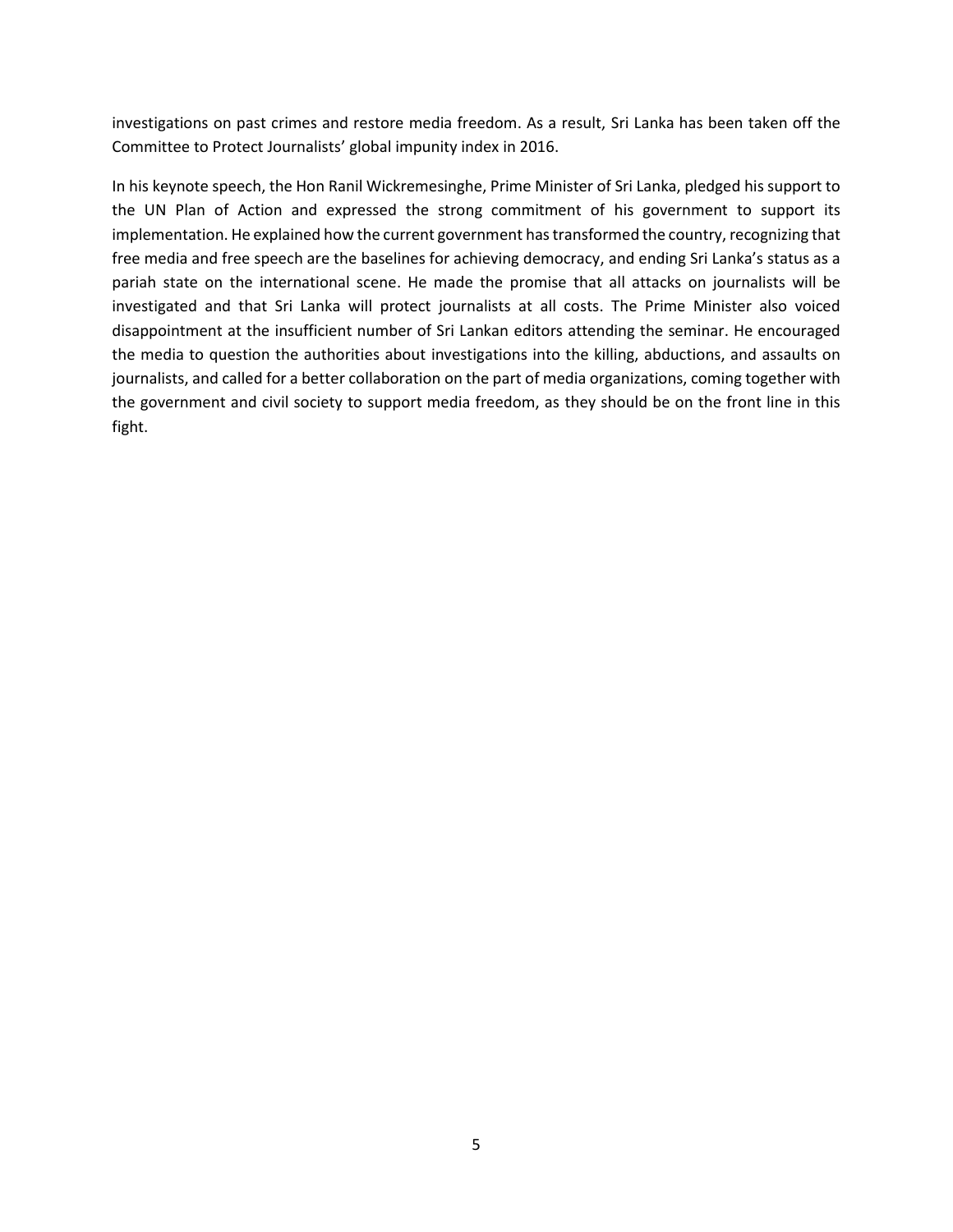investigations on past crimes and restore media freedom. As a result, Sri Lanka has been taken off the Committee to Protect Journalists' global impunity index in 2016.

In his keynote speech, the Hon Ranil Wickremesinghe, Prime Minister of Sri Lanka, pledged his support to the UN Plan of Action and expressed the strong commitment of his government to support its implementation. He explained how the current government has transformed the country, recognizing that free media and free speech are the baselines for achieving democracy, and ending Sri Lanka's status as a pariah state on the international scene. He made the promise that all attacks on journalists will be investigated and that Sri Lanka will protect journalists at all costs. The Prime Minister also voiced disappointment at the insufficient number of Sri Lankan editors attending the seminar. He encouraged the media to question the authorities about investigations into the killing, abductions, and assaults on journalists, and called for a better collaboration on the part of media organizations, coming together with the government and civil society to support media freedom, as they should be on the front line in this fight.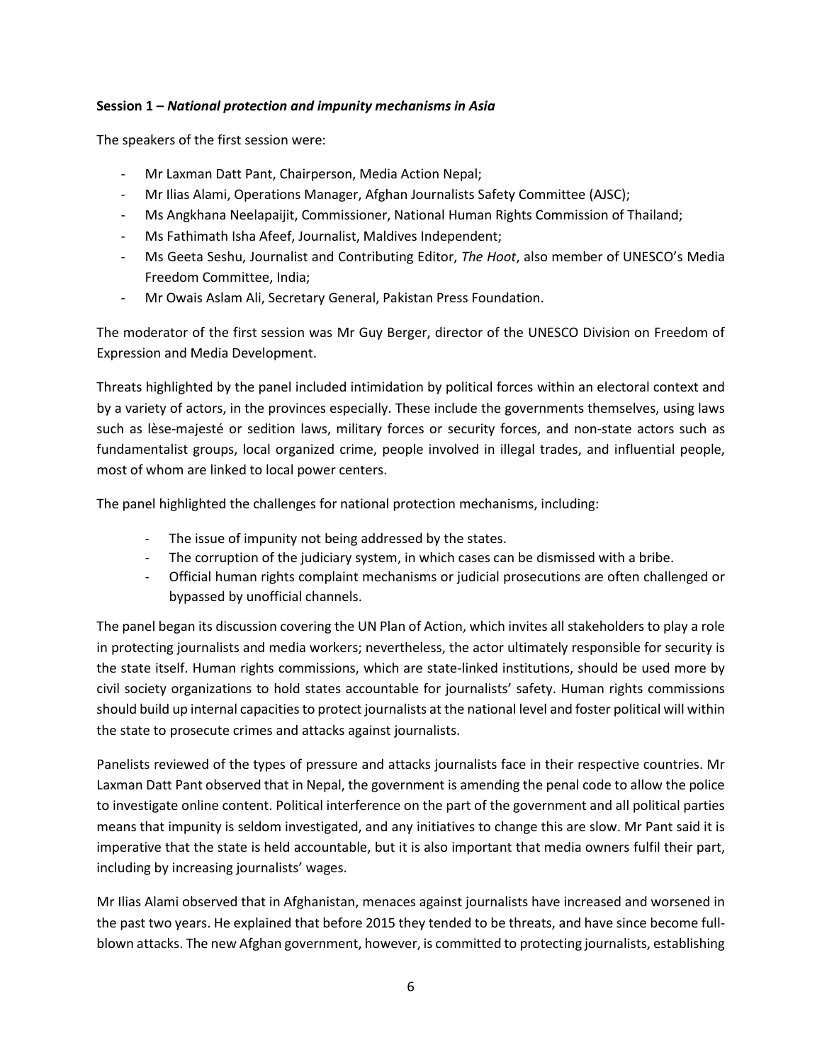**Session 1 – *National protection and impunity mechanisms in Asia***

The speakers of the first session were:

- Mr Laxman Datt Pant, Chairperson, Media Action Nepal;
- Mr Ilias Alami, Operations Manager, Afghan Journalists Safety Committee (AJSC);
- Ms Angkhana Neelapaijit, Commissioner, National Human Rights Commission of Thailand;
- Ms Fathimath Isha Afeef, Journalist, Maldives Independent;
- Ms Geeta Seshu, Journalist and Contributing Editor, *The Hoot*, also member of UNESCO's Media Freedom Committee, India;
- Mr Owais Aslam Ali, Secretary General, Pakistan Press Foundation.

The moderator of the first session was Mr Guy Berger, director of the UNESCO Division on Freedom of Expression and Media Development.

Threats highlighted by the panel included intimidation by political forces within an electoral context and by a variety of actors, in the provinces especially. These include the governments themselves, using laws such as lèse-majesté or sedition laws, military forces or security forces, and non-state actors such as fundamentalist groups, local organized crime, people involved in illegal trades, and influential people, most of whom are linked to local power centers.

The panel highlighted the challenges for national protection mechanisms, including:

- The issue of impunity not being addressed by the states.
- The corruption of the judiciary system, in which cases can be dismissed with a bribe.
- Official human rights complaint mechanisms or judicial prosecutions are often challenged or bypassed by unofficial channels.

The panel began its discussion covering the UN Plan of Action, which invites all stakeholders to play a role in protecting journalists and media workers; nevertheless, the actor ultimately responsible for security is the state itself. Human rights commissions, which are state-linked institutions, should be used more by civil society organizations to hold states accountable for journalists' safety. Human rights commissions should build up internal capacities to protect journalists at the national level and foster political will within the state to prosecute crimes and attacks against journalists.

Panelists reviewed of the types of pressure and attacks journalists face in their respective countries. Mr Laxman Datt Pant observed that in Nepal, the government is amending the penal code to allow the police to investigate online content. Political interference on the part of the government and all political parties means that impunity is seldom investigated, and any initiatives to change this are slow. Mr Pant said it is imperative that the state is held accountable, but it is also important that media owners fulfil their part, including by increasing journalists' wages.

Mr Ilias Alami observed that in Afghanistan, menaces against journalists have increased and worsened in the past two years. He explained that before 2015 they tended to be threats, and have since become full-blown attacks. The new Afghan government, however, is committed to protecting journalists, establishing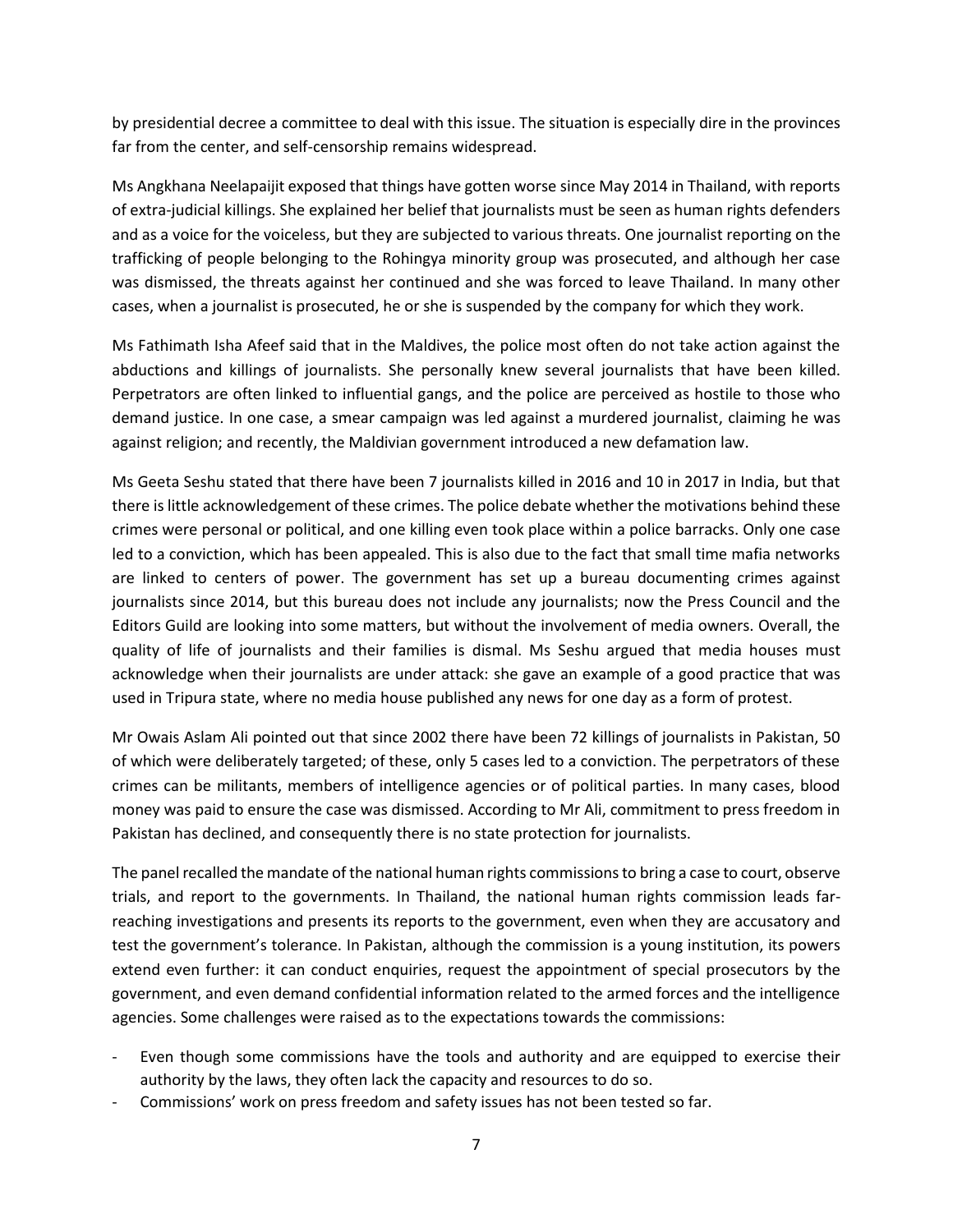by presidential decree a committee to deal with this issue. The situation is especially dire in the provinces far from the center, and self-censorship remains widespread.

Ms Angkhana Neelapaijit exposed that things have gotten worse since May 2014 in Thailand, with reports of extra-judicial killings. She explained her belief that journalists must be seen as human rights defenders and as a voice for the voiceless, but they are subjected to various threats. One journalist reporting on the trafficking of people belonging to the Rohingya minority group was prosecuted, and although her case was dismissed, the threats against her continued and she was forced to leave Thailand. In many other cases, when a journalist is prosecuted, he or she is suspended by the company for which they work.

Ms Fathimath Isha Afeef said that in the Maldives, the police most often do not take action against the abductions and killings of journalists. She personally knew several journalists that have been killed. Perpetrators are often linked to influential gangs, and the police are perceived as hostile to those who demand justice. In one case, a smear campaign was led against a murdered journalist, claiming he was against religion; and recently, the Maldivian government introduced a new defamation law.

Ms Geeta Seshu stated that there have been 7 journalists killed in 2016 and 10 in 2017 in India, but that there is little acknowledgement of these crimes. The police debate whether the motivations behind these crimes were personal or political, and one killing even took place within a police barracks. Only one case led to a conviction, which has been appealed. This is also due to the fact that small time mafia networks are linked to centers of power. The government has set up a bureau documenting crimes against journalists since 2014, but this bureau does not include any journalists; now the Press Council and the Editors Guild are looking into some matters, but without the involvement of media owners. Overall, the quality of life of journalists and their families is dismal. Ms Seshu argued that media houses must acknowledge when their journalists are under attack: she gave an example of a good practice that was used in Tripura state, where no media house published any news for one day as a form of protest.

Mr Owais Aslam Ali pointed out that since 2002 there have been 72 killings of journalists in Pakistan, 50 of which were deliberately targeted; of these, only 5 cases led to a conviction. The perpetrators of these crimes can be militants, members of intelligence agencies or of political parties. In many cases, blood money was paid to ensure the case was dismissed. According to Mr Ali, commitment to press freedom in Pakistan has declined, and consequently there is no state protection for journalists.

The panel recalled the mandate of the national human rights commissions to bring a case to court, observe trials, and report to the governments. In Thailand, the national human rights commission leads far-reaching investigations and presents its reports to the government, even when they are accusatory and test the government's tolerance. In Pakistan, although the commission is a young institution, its powers extend even further: it can conduct enquiries, request the appointment of special prosecutors by the government, and even demand confidential information related to the armed forces and the intelligence agencies. Some challenges were raised as to the expectations towards the commissions:

- Even though some commissions have the tools and authority and are equipped to exercise their authority by the laws, they often lack the capacity and resources to do so.
- Commissions' work on press freedom and safety issues has not been tested so far.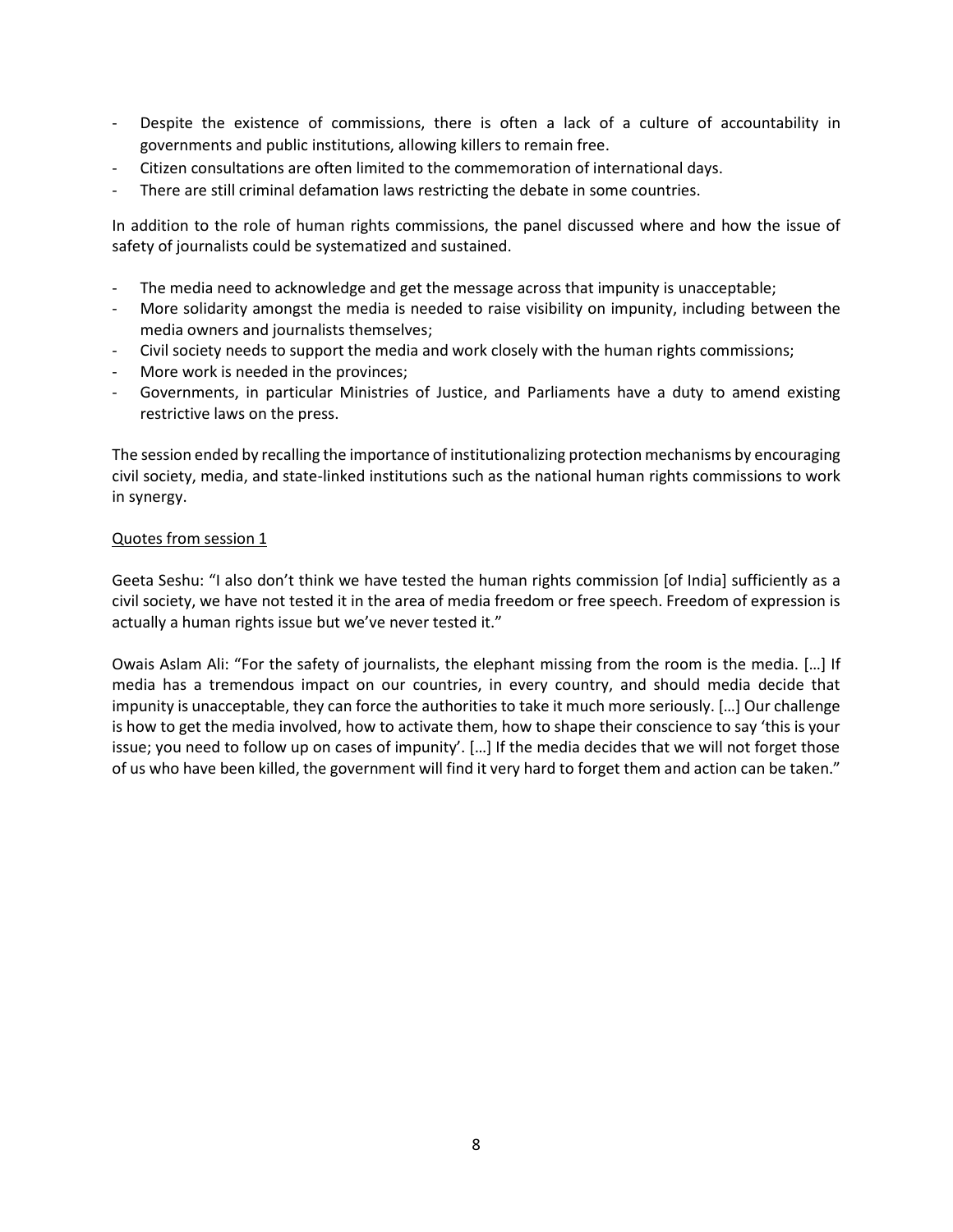- Despite the existence of commissions, there is often a lack of a culture of accountability in governments and public institutions, allowing killers to remain free.
- Citizen consultations are often limited to the commemoration of international days.
- There are still criminal defamation laws restricting the debate in some countries.

In addition to the role of human rights commissions, the panel discussed where and how the issue of safety of journalists could be systematized and sustained.

- The media need to acknowledge and get the message across that impunity is unacceptable;
- More solidarity amongst the media is needed to raise visibility on impunity, including between the media owners and journalists themselves;
- Civil society needs to support the media and work closely with the human rights commissions;
- More work is needed in the provinces;
- Governments, in particular Ministries of Justice, and Parliaments have a duty to amend existing restrictive laws on the press.

The session ended by recalling the importance of institutionalizing protection mechanisms by encouraging civil society, media, and state-linked institutions such as the national human rights commissions to work in synergy.

<u>Quotes from session 1</u>

Geeta Seshu: "I also don't think we have tested the human rights commission [of India] sufficiently as a civil society, we have not tested it in the area of media freedom or free speech. Freedom of expression is actually a human rights issue but we've never tested it."

Owais Aslam Ali: "For the safety of journalists, the elephant missing from the room is the media. […] If media has a tremendous impact on our countries, in every country, and should media decide that impunity is unacceptable, they can force the authorities to take it much more seriously. […] Our challenge is how to get the media involved, how to activate them, how to shape their conscience to say 'this is your issue; you need to follow up on cases of impunity'. […] If the media decides that we will not forget those of us who have been killed, the government will find it very hard to forget them and action can be taken."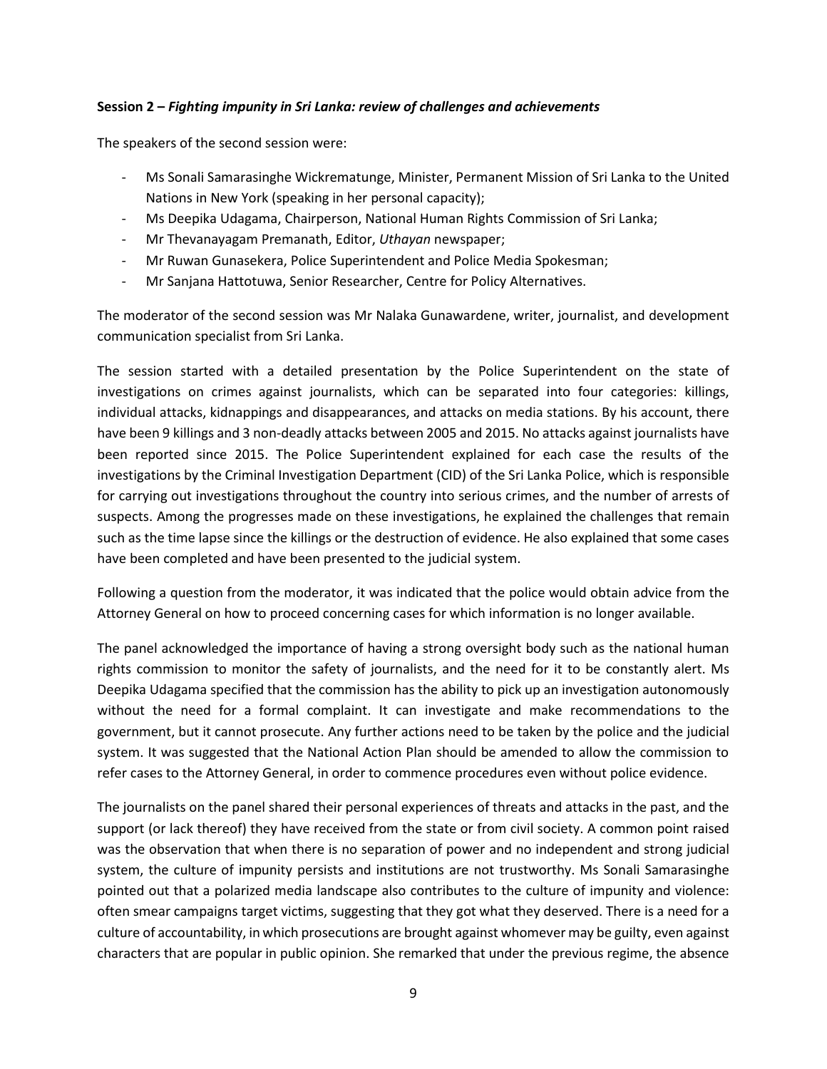**Session 2 –** ***Fighting impunity in Sri Lanka: review of challenges and achievements***

The speakers of the second session were:

- Ms Sonali Samarasinghe Wickrematunge, Minister, Permanent Mission of Sri Lanka to the United Nations in New York (speaking in her personal capacity);
- Ms Deepika Udagama, Chairperson, National Human Rights Commission of Sri Lanka;
- Mr Thevanayagam Premanath, Editor, *Uthayan* newspaper;
- Mr Ruwan Gunasekera, Police Superintendent and Police Media Spokesman;
- Mr Sanjana Hattotuwa, Senior Researcher, Centre for Policy Alternatives.

The moderator of the second session was Mr Nalaka Gunawardene, writer, journalist, and development communication specialist from Sri Lanka.

The session started with a detailed presentation by the Police Superintendent on the state of investigations on crimes against journalists, which can be separated into four categories: killings, individual attacks, kidnappings and disappearances, and attacks on media stations. By his account, there have been 9 killings and 3 non-deadly attacks between 2005 and 2015. No attacks against journalists have been reported since 2015. The Police Superintendent explained for each case the results of the investigations by the Criminal Investigation Department (CID) of the Sri Lanka Police, which is responsible for carrying out investigations throughout the country into serious crimes, and the number of arrests of suspects. Among the progresses made on these investigations, he explained the challenges that remain such as the time lapse since the killings or the destruction of evidence. He also explained that some cases have been completed and have been presented to the judicial system.

Following a question from the moderator, it was indicated that the police would obtain advice from the Attorney General on how to proceed concerning cases for which information is no longer available.

The panel acknowledged the importance of having a strong oversight body such as the national human rights commission to monitor the safety of journalists, and the need for it to be constantly alert. Ms Deepika Udagama specified that the commission has the ability to pick up an investigation autonomously without the need for a formal complaint. It can investigate and make recommendations to the government, but it cannot prosecute. Any further actions need to be taken by the police and the judicial system. It was suggested that the National Action Plan should be amended to allow the commission to refer cases to the Attorney General, in order to commence procedures even without police evidence.

The journalists on the panel shared their personal experiences of threats and attacks in the past, and the support (or lack thereof) they have received from the state or from civil society. A common point raised was the observation that when there is no separation of power and no independent and strong judicial system, the culture of impunity persists and institutions are not trustworthy. Ms Sonali Samarasinghe pointed out that a polarized media landscape also contributes to the culture of impunity and violence: often smear campaigns target victims, suggesting that they got what they deserved. There is a need for a culture of accountability, in which prosecutions are brought against whomever may be guilty, even against characters that are popular in public opinion. She remarked that under the previous regime, the absence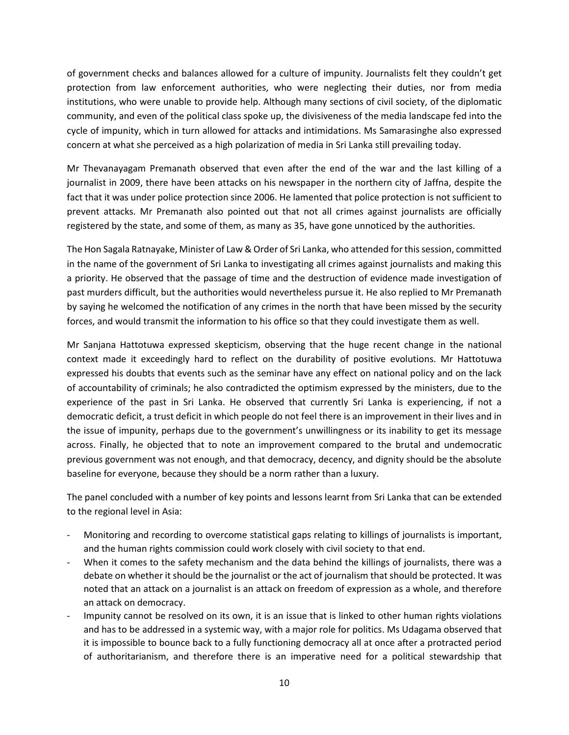of government checks and balances allowed for a culture of impunity. Journalists felt they couldn't get protection from law enforcement authorities, who were neglecting their duties, nor from media institutions, who were unable to provide help. Although many sections of civil society, of the diplomatic community, and even of the political class spoke up, the divisiveness of the media landscape fed into the cycle of impunity, which in turn allowed for attacks and intimidations. Ms Samarasinghe also expressed concern at what she perceived as a high polarization of media in Sri Lanka still prevailing today.

Mr Thevanayagam Premanath observed that even after the end of the war and the last killing of a journalist in 2009, there have been attacks on his newspaper in the northern city of Jaffna, despite the fact that it was under police protection since 2006. He lamented that police protection is not sufficient to prevent attacks. Mr Premanath also pointed out that not all crimes against journalists are officially registered by the state, and some of them, as many as 35, have gone unnoticed by the authorities.

The Hon Sagala Ratnayake, Minister of Law & Order of Sri Lanka, who attended for this session, committed in the name of the government of Sri Lanka to investigating all crimes against journalists and making this a priority. He observed that the passage of time and the destruction of evidence made investigation of past murders difficult, but the authorities would nevertheless pursue it. He also replied to Mr Premanath by saying he welcomed the notification of any crimes in the north that have been missed by the security forces, and would transmit the information to his office so that they could investigate them as well.

Mr Sanjana Hattotuwa expressed skepticism, observing that the huge recent change in the national context made it exceedingly hard to reflect on the durability of positive evolutions. Mr Hattotuwa expressed his doubts that events such as the seminar have any effect on national policy and on the lack of accountability of criminals; he also contradicted the optimism expressed by the ministers, due to the experience of the past in Sri Lanka. He observed that currently Sri Lanka is experiencing, if not a democratic deficit, a trust deficit in which people do not feel there is an improvement in their lives and in the issue of impunity, perhaps due to the government's unwillingness or its inability to get its message across. Finally, he objected that to note an improvement compared to the brutal and undemocratic previous government was not enough, and that democracy, decency, and dignity should be the absolute baseline for everyone, because they should be a norm rather than a luxury.

The panel concluded with a number of key points and lessons learnt from Sri Lanka that can be extended to the regional level in Asia:

- Monitoring and recording to overcome statistical gaps relating to killings of journalists is important, and the human rights commission could work closely with civil society to that end.
- When it comes to the safety mechanism and the data behind the killings of journalists, there was a debate on whether it should be the journalist or the act of journalism that should be protected. It was noted that an attack on a journalist is an attack on freedom of expression as a whole, and therefore an attack on democracy.
- Impunity cannot be resolved on its own, it is an issue that is linked to other human rights violations and has to be addressed in a systemic way, with a major role for politics. Ms Udagama observed that it is impossible to bounce back to a fully functioning democracy all at once after a protracted period of authoritarianism, and therefore there is an imperative need for a political stewardship that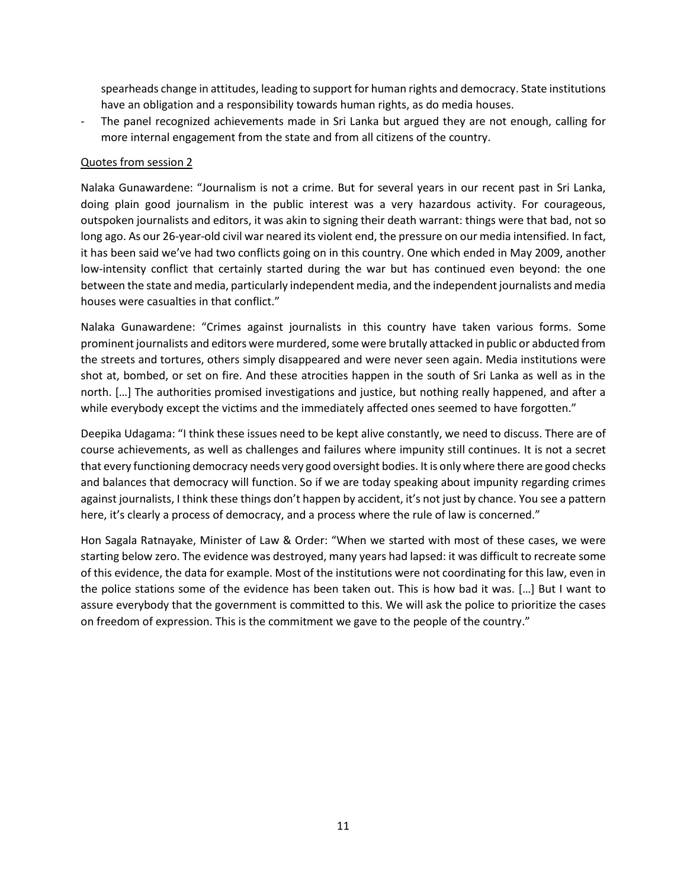spearheads change in attitudes, leading to support for human rights and democracy. State institutions have an obligation and a responsibility towards human rights, as do media houses.

- The panel recognized achievements made in Sri Lanka but argued they are not enough, calling for more internal engagement from the state and from all citizens of the country.

<u>Quotes from session 2</u>

Nalaka Gunawardene: "Journalism is not a crime. But for several years in our recent past in Sri Lanka, doing plain good journalism in the public interest was a very hazardous activity. For courageous, outspoken journalists and editors, it was akin to signing their death warrant: things were that bad, not so long ago. As our 26-year-old civil war neared its violent end, the pressure on our media intensified. In fact, it has been said we've had two conflicts going on in this country. One which ended in May 2009, another low-intensity conflict that certainly started during the war but has continued even beyond: the one between the state and media, particularly independent media, and the independent journalists and media houses were casualties in that conflict."

Nalaka Gunawardene: "Crimes against journalists in this country have taken various forms. Some prominent journalists and editors were murdered, some were brutally attacked in public or abducted from the streets and tortures, others simply disappeared and were never seen again. Media institutions were shot at, bombed, or set on fire. And these atrocities happen in the south of Sri Lanka as well as in the north. […] The authorities promised investigations and justice, but nothing really happened, and after a while everybody except the victims and the immediately affected ones seemed to have forgotten."

Deepika Udagama: "I think these issues need to be kept alive constantly, we need to discuss. There are of course achievements, as well as challenges and failures where impunity still continues. It is not a secret that every functioning democracy needs very good oversight bodies. It is only where there are good checks and balances that democracy will function. So if we are today speaking about impunity regarding crimes against journalists, I think these things don't happen by accident, it's not just by chance. You see a pattern here, it's clearly a process of democracy, and a process where the rule of law is concerned."

Hon Sagala Ratnayake, Minister of Law & Order: "When we started with most of these cases, we were starting below zero. The evidence was destroyed, many years had lapsed: it was difficult to recreate some of this evidence, the data for example. Most of the institutions were not coordinating for this law, even in the police stations some of the evidence has been taken out. This is how bad it was. […] But I want to assure everybody that the government is committed to this. We will ask the police to prioritize the cases on freedom of expression. This is the commitment we gave to the people of the country."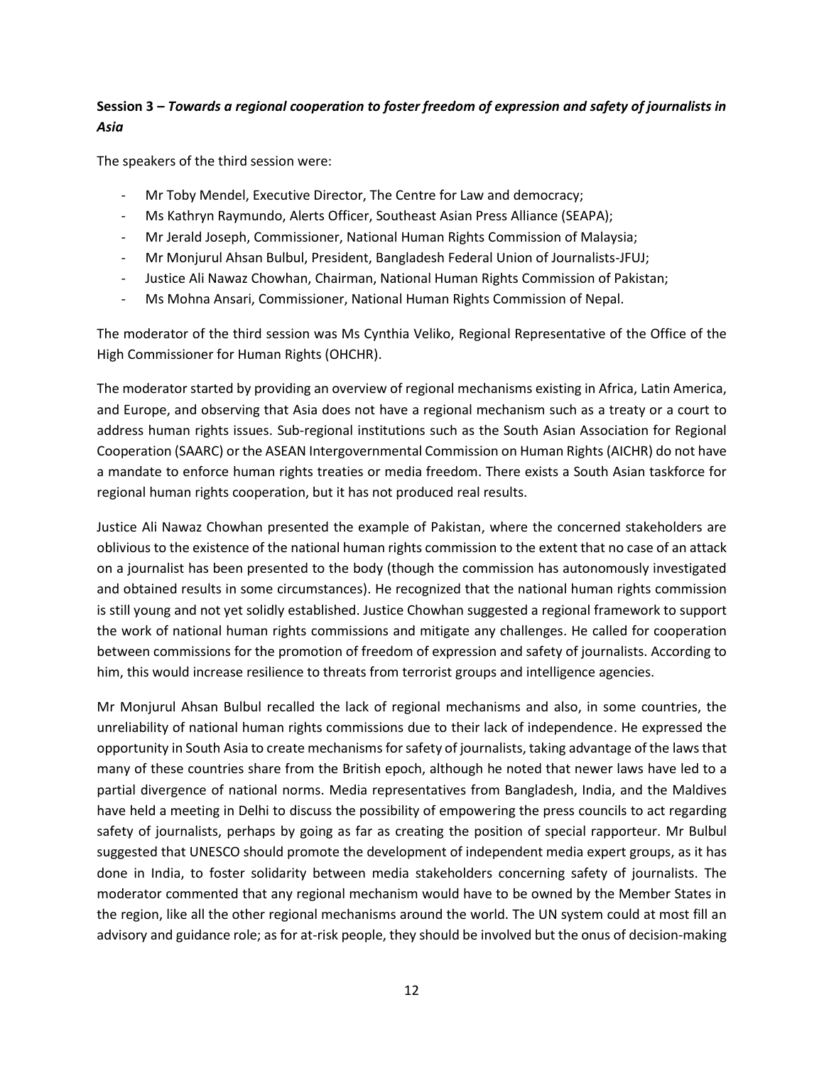**Session 3 – *Towards a regional cooperation to foster freedom of expression and safety of journalists in Asia***

The speakers of the third session were:

- Mr Toby Mendel, Executive Director, The Centre for Law and democracy;
- Ms Kathryn Raymundo, Alerts Officer, Southeast Asian Press Alliance (SEAPA);
- Mr Jerald Joseph, Commissioner, National Human Rights Commission of Malaysia;
- Mr Monjurul Ahsan Bulbul, President, Bangladesh Federal Union of Journalists-JFUJ;
- Justice Ali Nawaz Chowhan, Chairman, National Human Rights Commission of Pakistan;
- Ms Mohna Ansari, Commissioner, National Human Rights Commission of Nepal.

The moderator of the third session was Ms Cynthia Veliko, Regional Representative of the Office of the High Commissioner for Human Rights (OHCHR).

The moderator started by providing an overview of regional mechanisms existing in Africa, Latin America, and Europe, and observing that Asia does not have a regional mechanism such as a treaty or a court to address human rights issues. Sub-regional institutions such as the South Asian Association for Regional Cooperation (SAARC) or the ASEAN Intergovernmental Commission on Human Rights (AICHR) do not have a mandate to enforce human rights treaties or media freedom. There exists a South Asian taskforce for regional human rights cooperation, but it has not produced real results.

Justice Ali Nawaz Chowhan presented the example of Pakistan, where the concerned stakeholders are oblivious to the existence of the national human rights commission to the extent that no case of an attack on a journalist has been presented to the body (though the commission has autonomously investigated and obtained results in some circumstances). He recognized that the national human rights commission is still young and not yet solidly established. Justice Chowhan suggested a regional framework to support the work of national human rights commissions and mitigate any challenges. He called for cooperation between commissions for the promotion of freedom of expression and safety of journalists. According to him, this would increase resilience to threats from terrorist groups and intelligence agencies.

Mr Monjurul Ahsan Bulbul recalled the lack of regional mechanisms and also, in some countries, the unreliability of national human rights commissions due to their lack of independence. He expressed the opportunity in South Asia to create mechanisms for safety of journalists, taking advantage of the laws that many of these countries share from the British epoch, although he noted that newer laws have led to a partial divergence of national norms. Media representatives from Bangladesh, India, and the Maldives have held a meeting in Delhi to discuss the possibility of empowering the press councils to act regarding safety of journalists, perhaps by going as far as creating the position of special rapporteur. Mr Bulbul suggested that UNESCO should promote the development of independent media expert groups, as it has done in India, to foster solidarity between media stakeholders concerning safety of journalists. The moderator commented that any regional mechanism would have to be owned by the Member States in the region, like all the other regional mechanisms around the world. The UN system could at most fill an advisory and guidance role; as for at-risk people, they should be involved but the onus of decision-making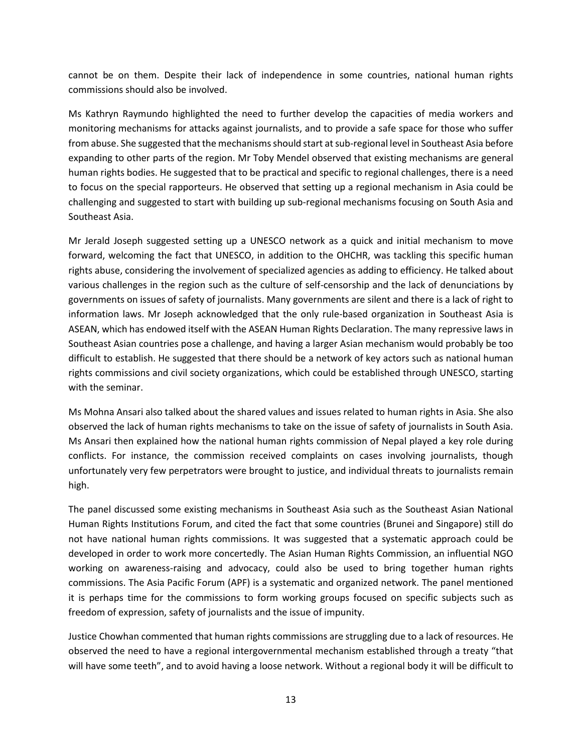cannot be on them. Despite their lack of independence in some countries, national human rights commissions should also be involved.

Ms Kathryn Raymundo highlighted the need to further develop the capacities of media workers and monitoring mechanisms for attacks against journalists, and to provide a safe space for those who suffer from abuse. She suggested that the mechanisms should start at sub-regional level in Southeast Asia before expanding to other parts of the region. Mr Toby Mendel observed that existing mechanisms are general human rights bodies. He suggested that to be practical and specific to regional challenges, there is a need to focus on the special rapporteurs. He observed that setting up a regional mechanism in Asia could be challenging and suggested to start with building up sub-regional mechanisms focusing on South Asia and Southeast Asia.

Mr Jerald Joseph suggested setting up a UNESCO network as a quick and initial mechanism to move forward, welcoming the fact that UNESCO, in addition to the OHCHR, was tackling this specific human rights abuse, considering the involvement of specialized agencies as adding to efficiency. He talked about various challenges in the region such as the culture of self-censorship and the lack of denunciations by governments on issues of safety of journalists. Many governments are silent and there is a lack of right to information laws. Mr Joseph acknowledged that the only rule-based organization in Southeast Asia is ASEAN, which has endowed itself with the ASEAN Human Rights Declaration. The many repressive laws in Southeast Asian countries pose a challenge, and having a larger Asian mechanism would probably be too difficult to establish. He suggested that there should be a network of key actors such as national human rights commissions and civil society organizations, which could be established through UNESCO, starting with the seminar.

Ms Mohna Ansari also talked about the shared values and issues related to human rights in Asia. She also observed the lack of human rights mechanisms to take on the issue of safety of journalists in South Asia. Ms Ansari then explained how the national human rights commission of Nepal played a key role during conflicts. For instance, the commission received complaints on cases involving journalists, though unfortunately very few perpetrators were brought to justice, and individual threats to journalists remain high.

The panel discussed some existing mechanisms in Southeast Asia such as the Southeast Asian National Human Rights Institutions Forum, and cited the fact that some countries (Brunei and Singapore) still do not have national human rights commissions. It was suggested that a systematic approach could be developed in order to work more concertedly. The Asian Human Rights Commission, an influential NGO working on awareness-raising and advocacy, could also be used to bring together human rights commissions. The Asia Pacific Forum (APF) is a systematic and organized network. The panel mentioned it is perhaps time for the commissions to form working groups focused on specific subjects such as freedom of expression, safety of journalists and the issue of impunity.

Justice Chowhan commented that human rights commissions are struggling due to a lack of resources. He observed the need to have a regional intergovernmental mechanism established through a treaty "that will have some teeth", and to avoid having a loose network. Without a regional body it will be difficult to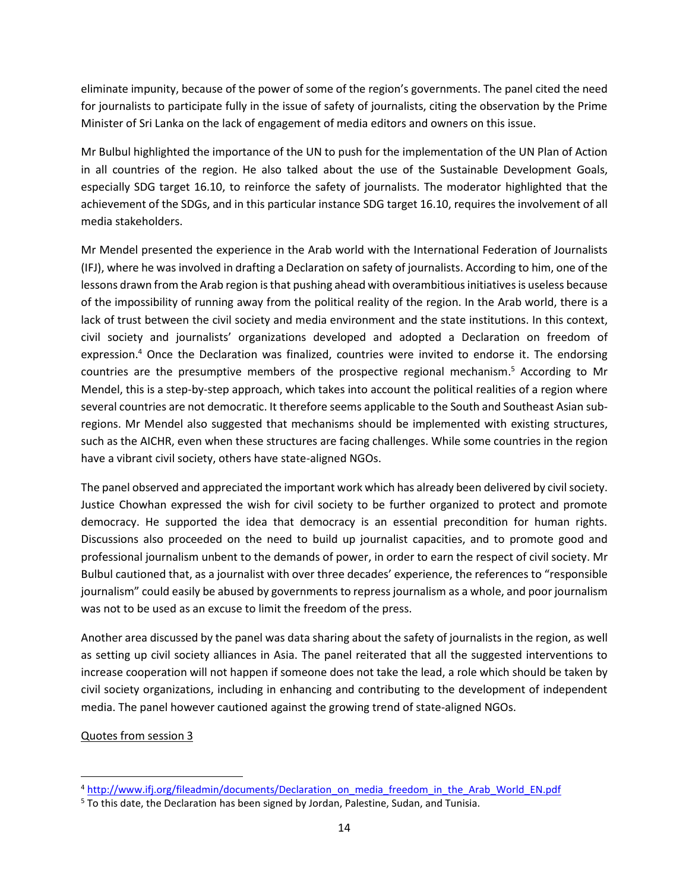eliminate impunity, because of the power of some of the region's governments. The panel cited the need for journalists to participate fully in the issue of safety of journalists, citing the observation by the Prime Minister of Sri Lanka on the lack of engagement of media editors and owners on this issue.

Mr Bulbul highlighted the importance of the UN to push for the implementation of the UN Plan of Action in all countries of the region. He also talked about the use of the Sustainable Development Goals, especially SDG target 16.10, to reinforce the safety of journalists. The moderator highlighted that the achievement of the SDGs, and in this particular instance SDG target 16.10, requires the involvement of all media stakeholders.

Mr Mendel presented the experience in the Arab world with the International Federation of Journalists (IFJ), where he was involved in drafting a Declaration on safety of journalists. According to him, one of the lessons drawn from the Arab region is that pushing ahead with overambitious initiatives is useless because of the impossibility of running away from the political reality of the region. In the Arab world, there is a lack of trust between the civil society and media environment and the state institutions. In this context, civil society and journalists' organizations developed and adopted a Declaration on freedom of expression.[4] Once the Declaration was finalized, countries were invited to endorse it. The endorsing countries are the presumptive members of the prospective regional mechanism.[5] According to Mr Mendel, this is a step-by-step approach, which takes into account the political realities of a region where several countries are not democratic. It therefore seems applicable to the South and Southeast Asian sub-regions. Mr Mendel also suggested that mechanisms should be implemented with existing structures, such as the AICHR, even when these structures are facing challenges. While some countries in the region have a vibrant civil society, others have state-aligned NGOs.

The panel observed and appreciated the important work which has already been delivered by civil society. Justice Chowhan expressed the wish for civil society to be further organized to protect and promote democracy. He supported the idea that democracy is an essential precondition for human rights. Discussions also proceeded on the need to build up journalist capacities, and to promote good and professional journalism unbent to the demands of power, in order to earn the respect of civil society. Mr Bulbul cautioned that, as a journalist with over three decades' experience, the references to "responsible journalism" could easily be abused by governments to repress journalism as a whole, and poor journalism was not to be used as an excuse to limit the freedom of the press.

Another area discussed by the panel was data sharing about the safety of journalists in the region, as well as setting up civil society alliances in Asia. The panel reiterated that all the suggested interventions to increase cooperation will not happen if someone does not take the lead, a role which should be taken by civil society organizations, including in enhancing and contributing to the development of independent media. The panel however cautioned against the growing trend of state-aligned NGOs.

<u>Quotes from session 3</u>

---

[4] http://www.ifj.org/fileadmin/documents/Declaration_on_media_freedom_in_the_Arab_World_EN.pdf

[5] To this date, the Declaration has been signed by Jordan, Palestine, Sudan, and Tunisia.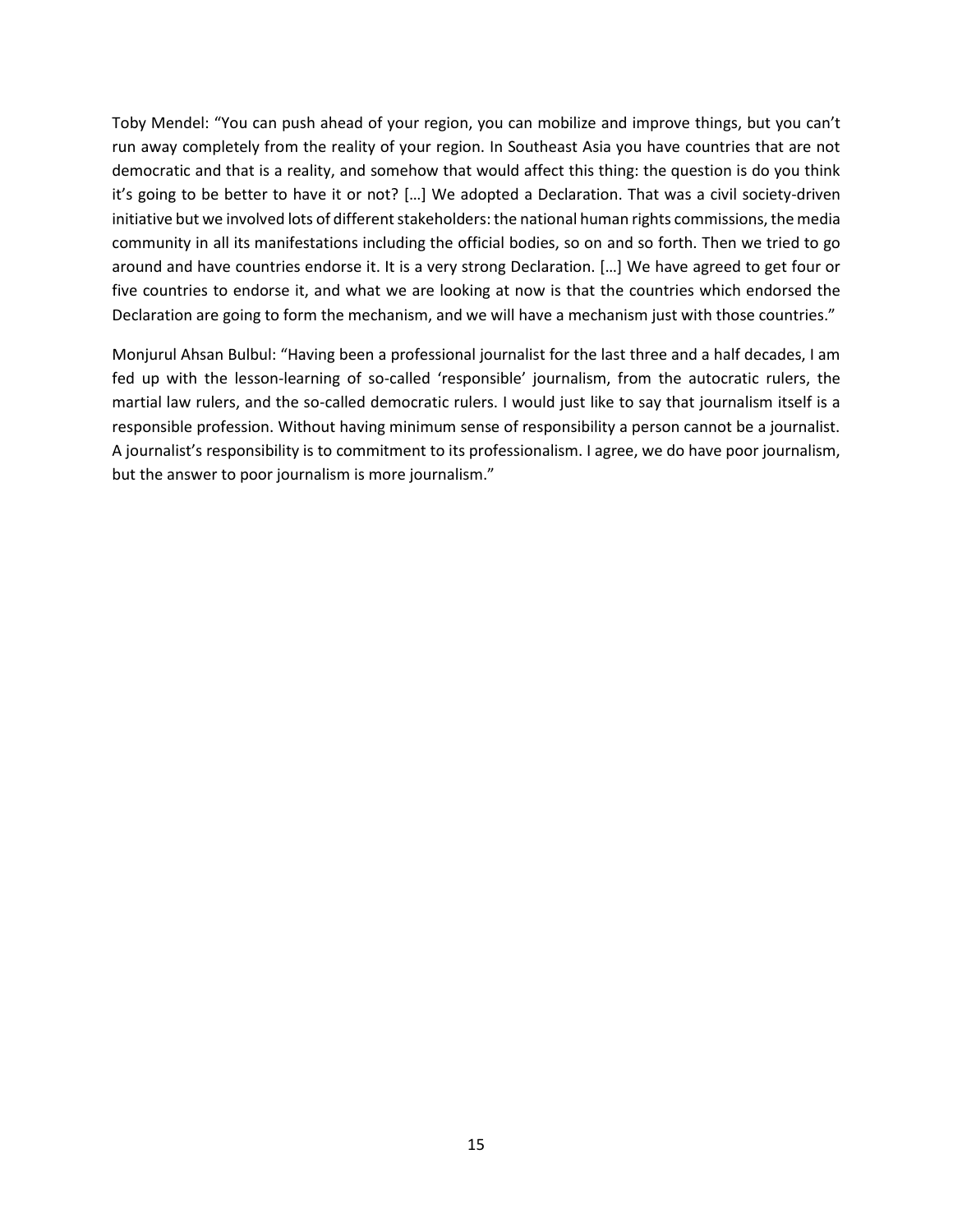Toby Mendel: “You can push ahead of your region, you can mobilize and improve things, but you can’t run away completely from the reality of your region. In Southeast Asia you have countries that are not democratic and that is a reality, and somehow that would affect this thing: the question is do you think it’s going to be better to have it or not? […] We adopted a Declaration. That was a civil society-driven initiative but we involved lots of different stakeholders: the national human rights commissions, the media community in all its manifestations including the official bodies, so on and so forth. Then we tried to go around and have countries endorse it. It is a very strong Declaration. […] We have agreed to get four or five countries to endorse it, and what we are looking at now is that the countries which endorsed the Declaration are going to form the mechanism, and we will have a mechanism just with those countries.”

Monjurul Ahsan Bulbul: “Having been a professional journalist for the last three and a half decades, I am fed up with the lesson-learning of so-called ‘responsible’ journalism, from the autocratic rulers, the martial law rulers, and the so-called democratic rulers. I would just like to say that journalism itself is a responsible profession. Without having minimum sense of responsibility a person cannot be a journalist. A journalist’s responsibility is to commitment to its professionalism. I agree, we do have poor journalism, but the answer to poor journalism is more journalism.”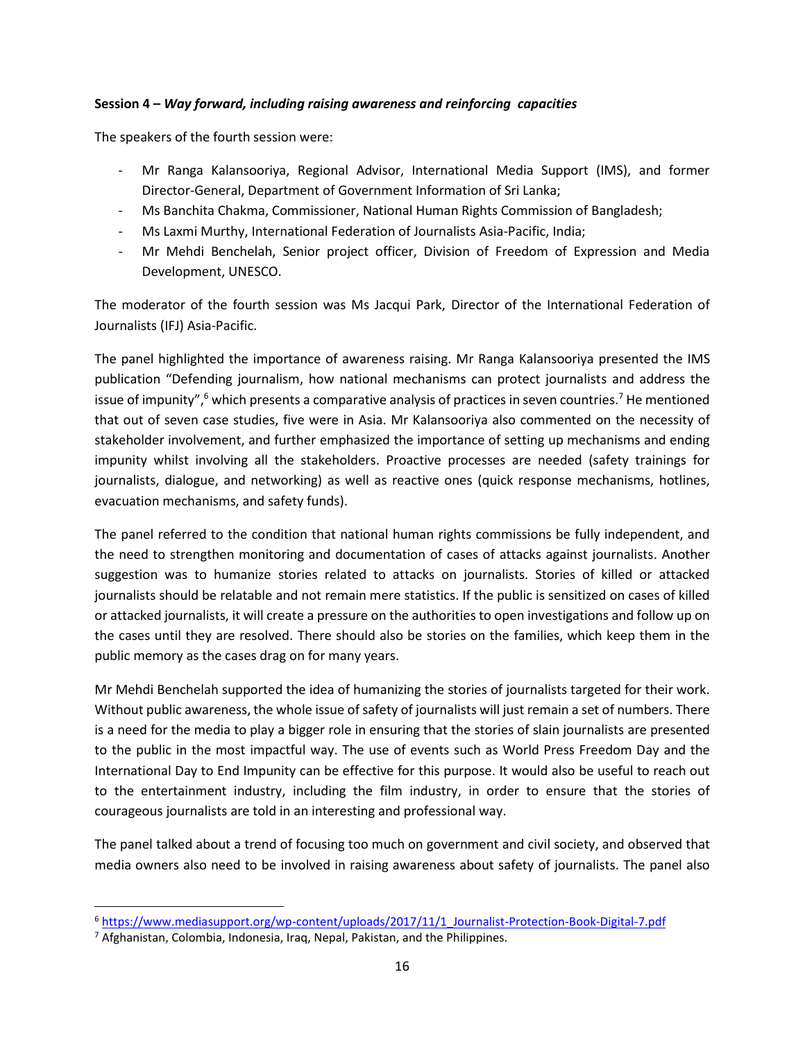**Session 4 –** ***Way forward, including raising awareness and reinforcing capacities***

The speakers of the fourth session were:

- Mr Ranga Kalansooriya, Regional Advisor, International Media Support (IMS), and former Director-General, Department of Government Information of Sri Lanka;
- Ms Banchita Chakma, Commissioner, National Human Rights Commission of Bangladesh;
- Ms Laxmi Murthy, International Federation of Journalists Asia-Pacific, India;
- Mr Mehdi Benchelah, Senior project officer, Division of Freedom of Expression and Media Development, UNESCO.

The moderator of the fourth session was Ms Jacqui Park, Director of the International Federation of Journalists (IFJ) Asia-Pacific.

The panel highlighted the importance of awareness raising. Mr Ranga Kalansooriya presented the IMS publication "Defending journalism, how national mechanisms can protect journalists and address the issue of impunity",[6] which presents a comparative analysis of practices in seven countries.[7] He mentioned that out of seven case studies, five were in Asia. Mr Kalansooriya also commented on the necessity of stakeholder involvement, and further emphasized the importance of setting up mechanisms and ending impunity whilst involving all the stakeholders. Proactive processes are needed (safety trainings for journalists, dialogue, and networking) as well as reactive ones (quick response mechanisms, hotlines, evacuation mechanisms, and safety funds).

The panel referred to the condition that national human rights commissions be fully independent, and the need to strengthen monitoring and documentation of cases of attacks against journalists. Another suggestion was to humanize stories related to attacks on journalists. Stories of killed or attacked journalists should be relatable and not remain mere statistics. If the public is sensitized on cases of killed or attacked journalists, it will create a pressure on the authorities to open investigations and follow up on the cases until they are resolved. There should also be stories on the families, which keep them in the public memory as the cases drag on for many years.

Mr Mehdi Benchelah supported the idea of humanizing the stories of journalists targeted for their work. Without public awareness, the whole issue of safety of journalists will just remain a set of numbers. There is a need for the media to play a bigger role in ensuring that the stories of slain journalists are presented to the public in the most impactful way. The use of events such as World Press Freedom Day and the International Day to End Impunity can be effective for this purpose. It would also be useful to reach out to the entertainment industry, including the film industry, in order to ensure that the stories of courageous journalists are told in an interesting and professional way.

The panel talked about a trend of focusing too much on government and civil society, and observed that media owners also need to be involved in raising awareness about safety of journalists. The panel also

---

[6] https://www.mediasupport.org/wp-content/uploads/2017/11/1_Journalist-Protection-Book-Digital-7.pdf

[7] Afghanistan, Colombia, Indonesia, Iraq, Nepal, Pakistan, and the Philippines.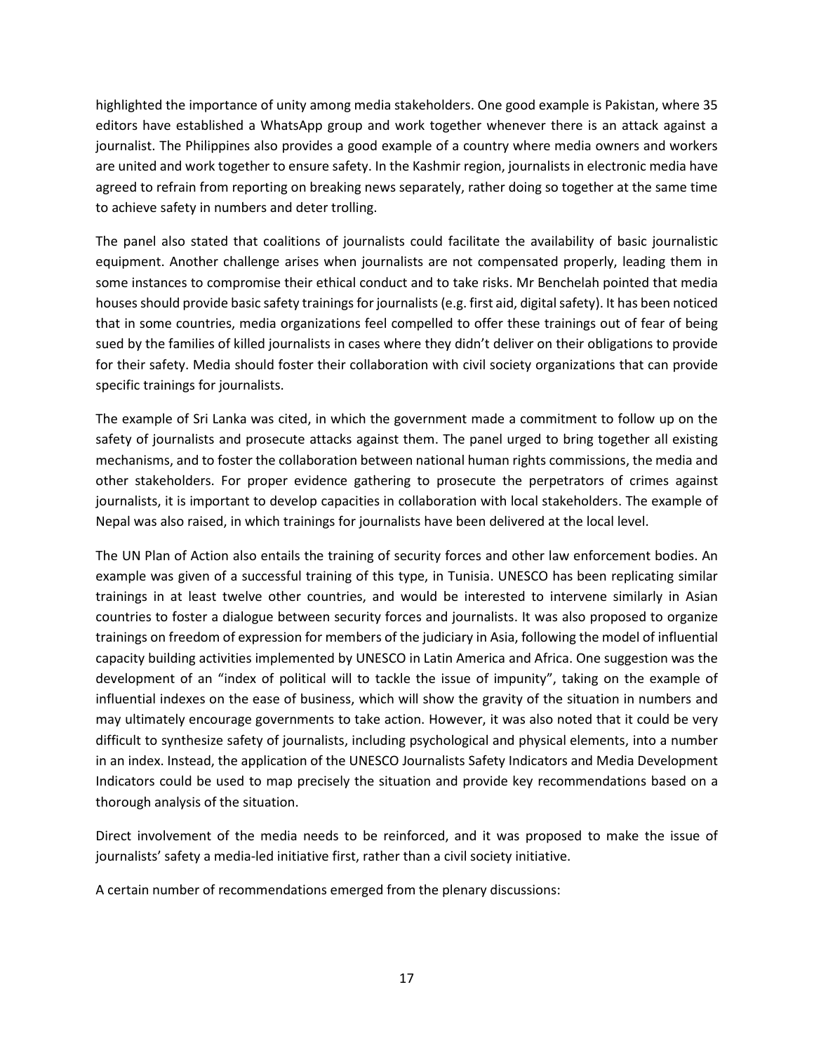highlighted the importance of unity among media stakeholders. One good example is Pakistan, where 35 editors have established a WhatsApp group and work together whenever there is an attack against a journalist. The Philippines also provides a good example of a country where media owners and workers are united and work together to ensure safety. In the Kashmir region, journalists in electronic media have agreed to refrain from reporting on breaking news separately, rather doing so together at the same time to achieve safety in numbers and deter trolling.

The panel also stated that coalitions of journalists could facilitate the availability of basic journalistic equipment. Another challenge arises when journalists are not compensated properly, leading them in some instances to compromise their ethical conduct and to take risks. Mr Benchelah pointed that media houses should provide basic safety trainings for journalists (e.g. first aid, digital safety). It has been noticed that in some countries, media organizations feel compelled to offer these trainings out of fear of being sued by the families of killed journalists in cases where they didn't deliver on their obligations to provide for their safety. Media should foster their collaboration with civil society organizations that can provide specific trainings for journalists.

The example of Sri Lanka was cited, in which the government made a commitment to follow up on the safety of journalists and prosecute attacks against them. The panel urged to bring together all existing mechanisms, and to foster the collaboration between national human rights commissions, the media and other stakeholders. For proper evidence gathering to prosecute the perpetrators of crimes against journalists, it is important to develop capacities in collaboration with local stakeholders. The example of Nepal was also raised, in which trainings for journalists have been delivered at the local level.

The UN Plan of Action also entails the training of security forces and other law enforcement bodies. An example was given of a successful training of this type, in Tunisia. UNESCO has been replicating similar trainings in at least twelve other countries, and would be interested to intervene similarly in Asian countries to foster a dialogue between security forces and journalists. It was also proposed to organize trainings on freedom of expression for members of the judiciary in Asia, following the model of influential capacity building activities implemented by UNESCO in Latin America and Africa. One suggestion was the development of an "index of political will to tackle the issue of impunity", taking on the example of influential indexes on the ease of business, which will show the gravity of the situation in numbers and may ultimately encourage governments to take action. However, it was also noted that it could be very difficult to synthesize safety of journalists, including psychological and physical elements, into a number in an index. Instead, the application of the UNESCO Journalists Safety Indicators and Media Development Indicators could be used to map precisely the situation and provide key recommendations based on a thorough analysis of the situation.

Direct involvement of the media needs to be reinforced, and it was proposed to make the issue of journalists' safety a media-led initiative first, rather than a civil society initiative.

A certain number of recommendations emerged from the plenary discussions: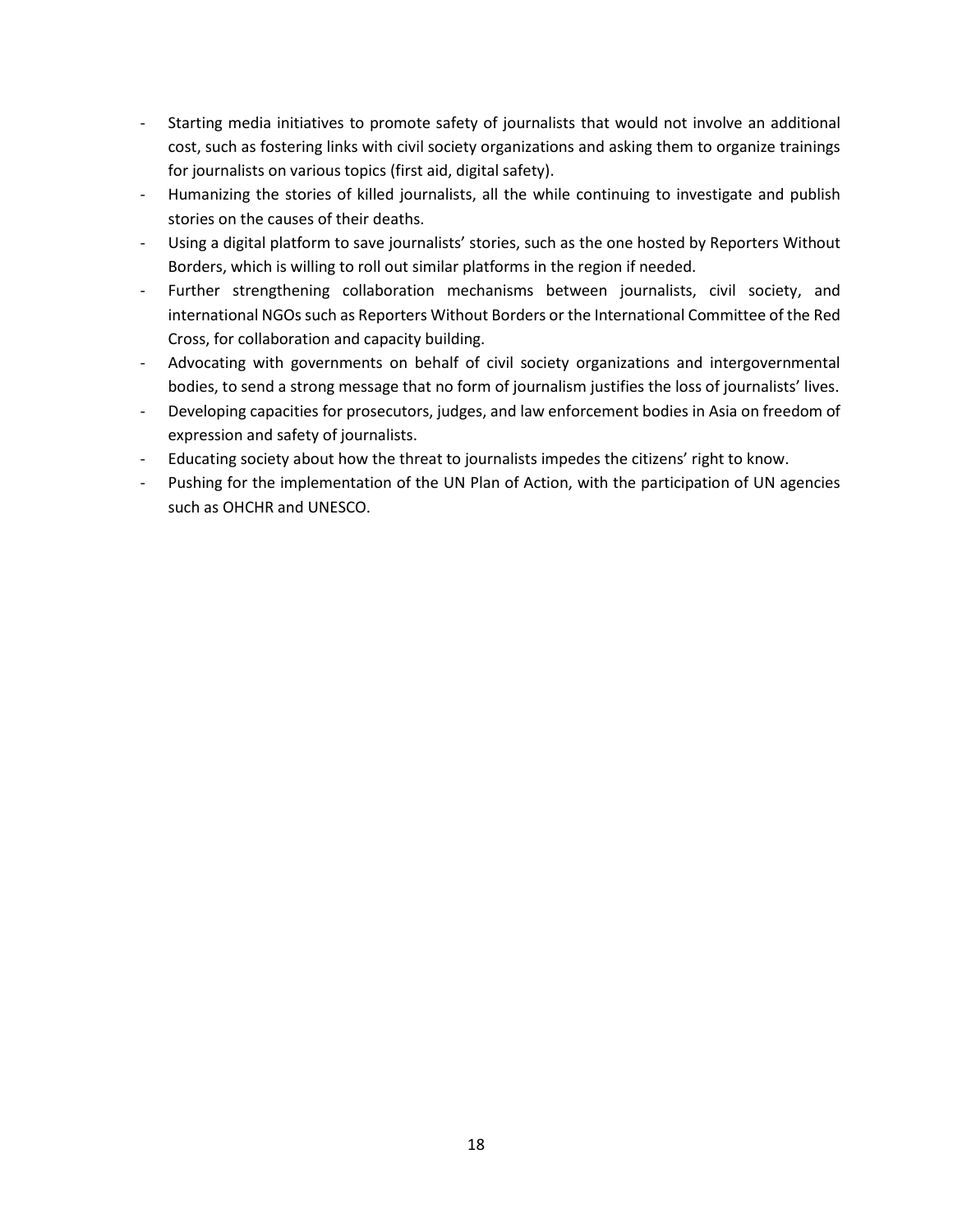- Starting media initiatives to promote safety of journalists that would not involve an additional cost, such as fostering links with civil society organizations and asking them to organize trainings for journalists on various topics (first aid, digital safety).
- Humanizing the stories of killed journalists, all the while continuing to investigate and publish stories on the causes of their deaths.
- Using a digital platform to save journalists' stories, such as the one hosted by Reporters Without Borders, which is willing to roll out similar platforms in the region if needed.
- Further strengthening collaboration mechanisms between journalists, civil society, and international NGOs such as Reporters Without Borders or the International Committee of the Red Cross, for collaboration and capacity building.
- Advocating with governments on behalf of civil society organizations and intergovernmental bodies, to send a strong message that no form of journalism justifies the loss of journalists' lives.
- Developing capacities for prosecutors, judges, and law enforcement bodies in Asia on freedom of expression and safety of journalists.
- Educating society about how the threat to journalists impedes the citizens' right to know.
- Pushing for the implementation of the UN Plan of Action, with the participation of UN agencies such as OHCHR and UNESCO.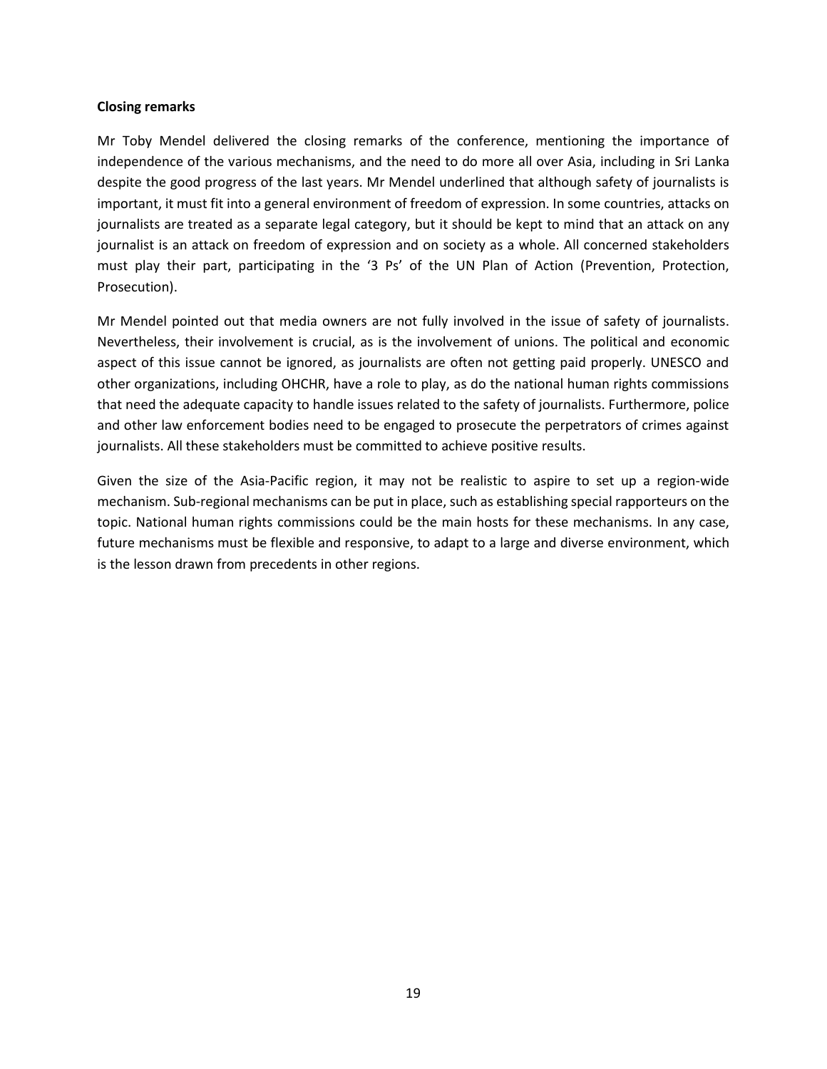**Closing remarks**

Mr Toby Mendel delivered the closing remarks of the conference, mentioning the importance of independence of the various mechanisms, and the need to do more all over Asia, including in Sri Lanka despite the good progress of the last years. Mr Mendel underlined that although safety of journalists is important, it must fit into a general environment of freedom of expression. In some countries, attacks on journalists are treated as a separate legal category, but it should be kept to mind that an attack on any journalist is an attack on freedom of expression and on society as a whole. All concerned stakeholders must play their part, participating in the '3 Ps' of the UN Plan of Action (Prevention, Protection, Prosecution).

Mr Mendel pointed out that media owners are not fully involved in the issue of safety of journalists. Nevertheless, their involvement is crucial, as is the involvement of unions. The political and economic aspect of this issue cannot be ignored, as journalists are often not getting paid properly. UNESCO and other organizations, including OHCHR, have a role to play, as do the national human rights commissions that need the adequate capacity to handle issues related to the safety of journalists. Furthermore, police and other law enforcement bodies need to be engaged to prosecute the perpetrators of crimes against journalists. All these stakeholders must be committed to achieve positive results.

Given the size of the Asia-Pacific region, it may not be realistic to aspire to set up a region-wide mechanism. Sub-regional mechanisms can be put in place, such as establishing special rapporteurs on the topic. National human rights commissions could be the main hosts for these mechanisms. In any case, future mechanisms must be flexible and responsive, to adapt to a large and diverse environment, which is the lesson drawn from precedents in other regions.